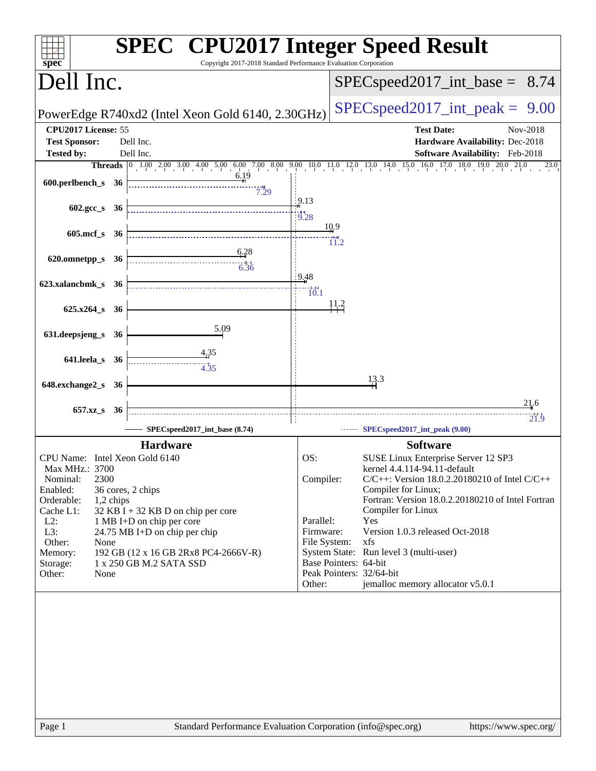# SPEC CPU2017 Integer Speed Result

Copyright 2017-2018 Standard Performance Evaluation Corporation

## Dell Inc.

PowerEdge R740xd2 (Intel Xeon Gold 6140, 2.30GHz)

SPECspeed2017_int_base = 8.74

SPECspeed2017_int_peak = 9.00

| | | | |
|---|---|---|---|
| **CPU2017 License:** | 55 | **Test Date:** | Nov-2018 |
| **Test Sponsor:** | Dell Inc. | **Hardware Availability:** | Dec-2018 |
| **Tested by:** | Dell Inc. | **Software Availability:** | Feb-2018 |

| Benchmark | Threads | Base | Peak |
|---|---|---|---|
| 600.perlbench_s | 36 | 6.19 | 7.29 |
| 602.gcc_s | 36 | 9.13 | 9.28 |
| 605.mcf_s | 36 | 10.9 | 11.2 |
| 620.omnetpp_s | 36 | 6.28 | 6.36 |
| 623.xalancbmk_s | 36 | 9.48 | 10.1 |
| 625.x264_s | 36 | 11.2 | |
| 631.deepsjeng_s | 36 | 5.09 | |
| 641.leela_s | 36 | 4.35 | 4.35 |
| 648.exchange2_s | 36 | 13.3 | |
| 657.xz_s | 36 | 21.6 | 21.9 |

SPECspeed2017_int_base (8.74) — SPECspeed2017_int_peak (9.00)

### Hardware

- **CPU Name:** Intel Xeon Gold 6140
- **Max MHz.:** 3700
- **Nominal:** 2300
- **Enabled:** 36 cores, 2 chips
- **Orderable:** 1,2 chips
- **Cache L1:** 32 KB I + 32 KB D on chip per core
- **L2:** 1 MB I+D on chip per core
- **L3:** 24.75 MB I+D on chip per chip
- **Other:** None
- **Memory:** 192 GB (12 x 16 GB 2Rx8 PC4-2666V-R)
- **Storage:** 1 x 250 GB M.2 SATA SSD
- **Other:** None

### Software

- **OS:** SUSE Linux Enterprise Server 12 SP3 kernel 4.4.114-94.11-default
- **Compiler:** C/C++: Version 18.0.2.20180210 of Intel C/C++ Compiler for Linux; Fortran: Version 18.0.2.20180210 of Intel Fortran Compiler for Linux
- **Parallel:** Yes
- **Firmware:** Version 1.0.3 released Oct-2018
- **File System:** xfs
- **System State:** Run level 3 (multi-user)
- **Base Pointers:** 64-bit
- **Peak Pointers:** 32/64-bit
- **Other:** jemalloc memory allocator v5.0.1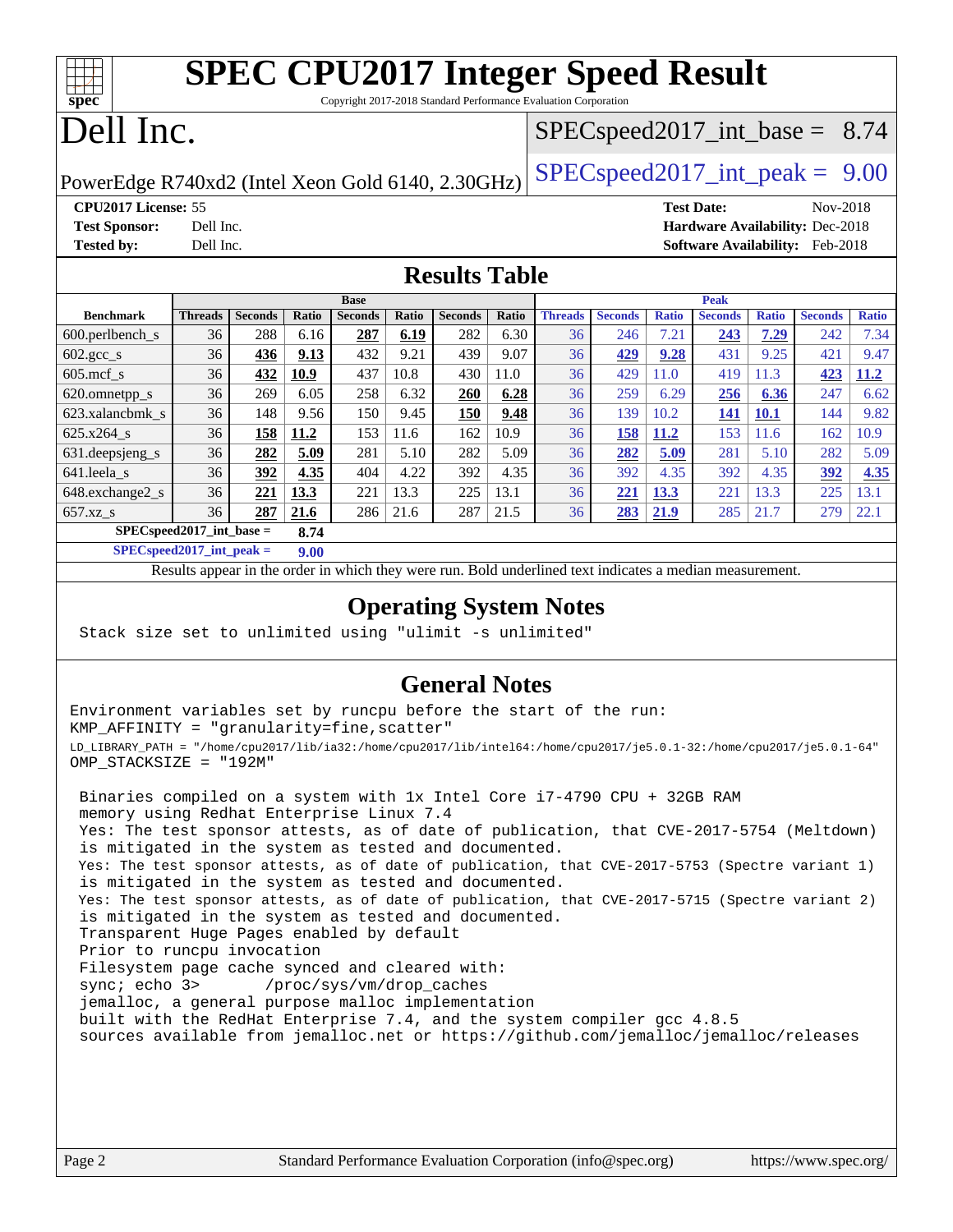# SPEC CPU2017 Integer Speed Result

Copyright 2017-2018 Standard Performance Evaluation Corporation

# Dell Inc.

PowerEdge R740xd2 (Intel Xeon Gold 6140, 2.30GHz)

SPECspeed2017_int_base = 8.74

SPECspeed2017_int_peak = 9.00

**CPU2017 License:** 55
**Test Sponsor:** Dell Inc.
**Tested by:** Dell Inc.
**Test Date:** Nov-2018
**Hardware Availability:** Dec-2018
**Software Availability:** Feb-2018

## Results Table

| Benchmark | Base | | | | | | | Peak | | | | | | |
|---|---|---|---|---|---|---|---|---|---|---|---|---|---|---|
| | Threads | Seconds | Ratio | Seconds | Ratio | Seconds | Ratio | Threads | Seconds | Ratio | Seconds | Ratio | Seconds | Ratio |
| 600.perlbench_s | 36 | 288 | 6.16 | **287** | **6.19** | 282 | 6.30 | 36 | 246 | 7.21 | **243** | **7.29** | 242 | 7.34 |
| 602.gcc_s | 36 | **436** | **9.13** | 432 | 9.21 | 439 | 9.07 | 36 | **429** | **9.28** | 431 | 9.25 | 421 | 9.47 |
| 605.mcf_s | 36 | **432** | **10.9** | 437 | 10.8 | 430 | 11.0 | 36 | 429 | 11.0 | 419 | 11.3 | **423** | **11.2** |
| 620.omnetpp_s | 36 | 269 | 6.05 | 258 | 6.32 | **260** | **6.28** | 36 | 259 | 6.29 | **256** | **6.36** | 247 | 6.62 |
| 623.xalancbmk_s | 36 | 148 | 9.56 | 150 | 9.45 | **150** | **9.48** | 36 | 139 | 10.2 | **141** | **10.1** | 144 | 9.82 |
| 625.x264_s | 36 | **158** | **11.2** | 153 | 11.6 | 162 | 10.9 | 36 | **158** | **11.2** | 153 | 11.6 | 162 | 10.9 |
| 631.deepsjeng_s | 36 | **282** | **5.09** | 281 | 5.10 | 282 | 5.09 | 36 | **282** | **5.09** | 281 | 5.10 | 282 | 5.09 |
| 641.leela_s | 36 | **392** | **4.35** | 404 | 4.22 | 392 | 4.35 | 36 | 392 | 4.35 | 392 | 4.35 | **392** | **4.35** |
| 648.exchange2_s | 36 | **221** | **13.3** | 221 | 13.3 | 225 | 13.1 | 36 | **221** | **13.3** | 221 | 13.3 | 225 | 13.1 |
| 657.xz_s | 36 | **287** | **21.6** | 286 | 21.6 | 287 | 21.5 | 36 | **283** | **21.9** | 285 | 21.7 | 279 | 22.1 |

**SPECspeed2017_int_base = 8.74**

**SPECspeed2017_int_peak = 9.00**

Results appear in the order in which they were run. Bold underlined text indicates a median measurement.

## Operating System Notes

```
Stack size set to unlimited using "ulimit -s unlimited"
```

## General Notes

```
Environment variables set by runcpu before the start of the run:
KMP_AFFINITY = "granularity=fine,scatter"
LD_LIBRARY_PATH = "/home/cpu2017/lib/ia32:/home/cpu2017/lib/intel64:/home/cpu2017/je5.0.1-32:/home/cpu2017/je5.0.1-64"
OMP_STACKSIZE = "192M"

 Binaries compiled on a system with 1x Intel Core i7-4790 CPU + 32GB RAM
 memory using Redhat Enterprise Linux 7.4
 Yes: The test sponsor attests, as of date of publication, that CVE-2017-5754 (Meltdown)
 is mitigated in the system as tested and documented.
 Yes: The test sponsor attests, as of date of publication, that CVE-2017-5753 (Spectre variant 1)
 is mitigated in the system as tested and documented.
 Yes: The test sponsor attests, as of date of publication, that CVE-2017-5715 (Spectre variant 2)
 is mitigated in the system as tested and documented.
 Transparent Huge Pages enabled by default
 Prior to runcpu invocation
 Filesystem page cache synced and cleared with:
 sync; echo 3>       /proc/sys/vm/drop_caches
 jemalloc, a general purpose malloc implementation
 built with the RedHat Enterprise 7.4, and the system compiler gcc 4.8.5
 sources available from jemalloc.net or https://github.com/jemalloc/jemalloc/releases
```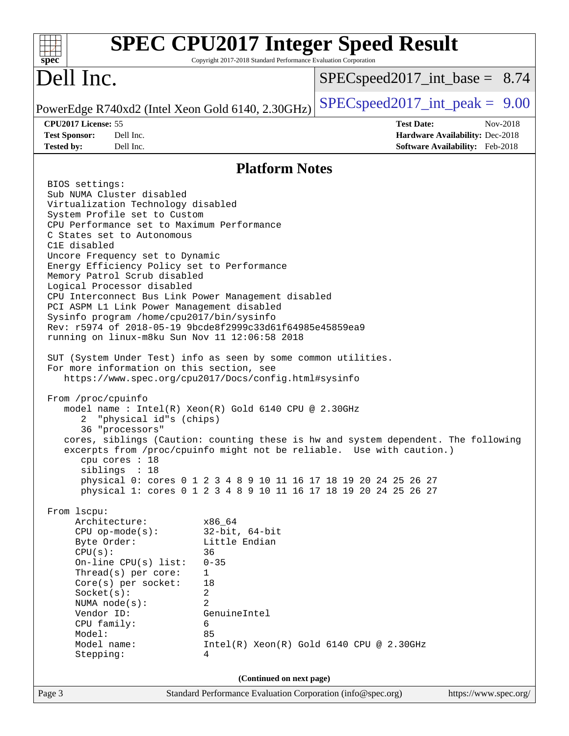# Platform Notes

```
BIOS settings:
Sub NUMA Cluster disabled
Virtualization Technology disabled
System Profile set to Custom
CPU Performance set to Maximum Performance
C States set to Autonomous
C1E disabled
Uncore Frequency set to Dynamic
Energy Efficiency Policy set to Performance
Memory Patrol Scrub disabled
Logical Processor disabled
CPU Interconnect Bus Link Power Management disabled
PCI ASPM L1 Link Power Management disabled
Sysinfo program /home/cpu2017/bin/sysinfo
Rev: r5974 of 2018-05-19 9bcde8f2999c33d61f64985e45859ea9
running on linux-m8ku Sun Nov 11 12:06:58 2018

SUT (System Under Test) info as seen by some common utilities.
For more information on this section, see
   https://www.spec.org/cpu2017/Docs/config.html#sysinfo

From /proc/cpuinfo
   model name : Intel(R) Xeon(R) Gold 6140 CPU @ 2.30GHz
      2  "physical id"s (chips)
      36 "processors"
   cores, siblings (Caution: counting these is hw and system dependent. The following
   excerpts from /proc/cpuinfo might not be reliable.  Use with caution.)
      cpu cores : 18
      siblings  : 18
      physical 0: cores 0 1 2 3 4 8 9 10 11 16 17 18 19 20 24 25 26 27
      physical 1: cores 0 1 2 3 4 8 9 10 11 16 17 18 19 20 24 25 26 27

From lscpu:
     Architecture:          x86_64
     CPU op-mode(s):        32-bit, 64-bit
     Byte Order:            Little Endian
     CPU(s):                36
     On-line CPU(s) list:   0-35
     Thread(s) per core:    1
     Core(s) per socket:    18
     Socket(s):             2
     NUMA node(s):          2
     Vendor ID:             GenuineIntel
     CPU family:            6
     Model:                 85
     Model name:            Intel(R) Xeon(R) Gold 6140 CPU @ 2.30GHz
     Stepping:              4
```

(Continued on next page)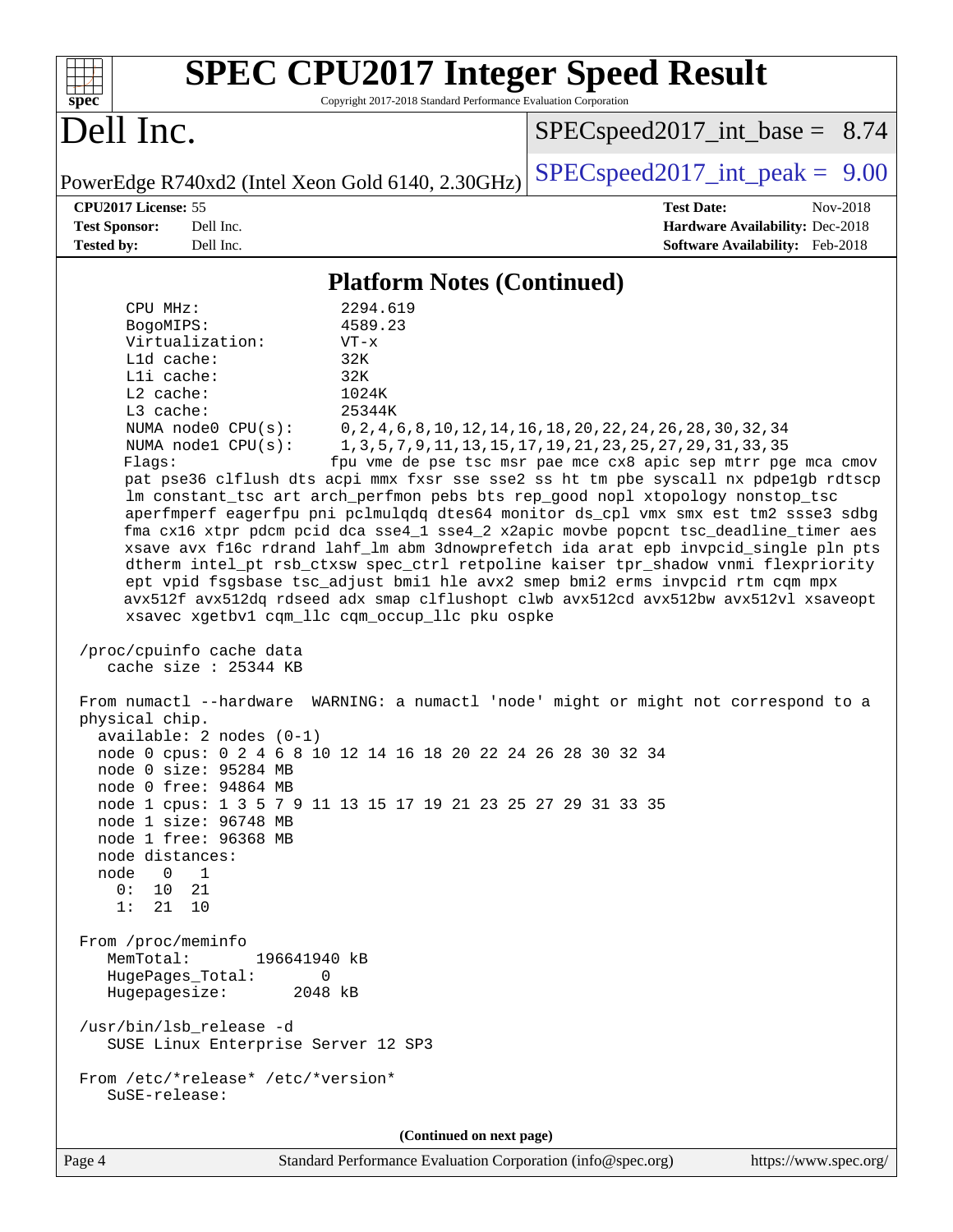# SPEC CPU2017 Integer Speed Result

Copyright 2017-2018 Standard Performance Evaluation Corporation

# Dell Inc.

PowerEdge R740xd2 (Intel Xeon Gold 6140, 2.30GHz)

SPECspeed2017_int_base = 8.74

SPECspeed2017_int_peak = 9.00

**CPU2017 License:** 55
**Test Sponsor:** Dell Inc.
**Tested by:** Dell Inc.

**Test Date:** Nov-2018
**Hardware Availability:** Dec-2018
**Software Availability:** Feb-2018

## Platform Notes (Continued)

```
    CPU MHz:               2294.619
    BogoMIPS:              4589.23
    Virtualization:        VT-x
    L1d cache:             32K
    L1i cache:             32K
    L2 cache:              1024K
    L3 cache:              25344K
    NUMA node0 CPU(s):     0,2,4,6,8,10,12,14,16,18,20,22,24,26,28,30,32,34
    NUMA node1 CPU(s):     1,3,5,7,9,11,13,15,17,19,21,23,25,27,29,31,33,35
    Flags:                fpu vme de pse tsc msr pae mce cx8 apic sep mtrr pge mca cmov
    pat pse36 clflush dts acpi mmx fxsr sse sse2 ss ht tm pbe syscall nx pdpe1gb rdtscp
    lm constant_tsc art arch_perfmon pebs bts rep_good nopl xtopology nonstop_tsc
    aperfmperf eagerfpu pni pclmulqdq dtes64 monitor ds_cpl vmx smx est tm2 ssse3 sdbg
    fma cx16 xtpr pdcm pcid dca sse4_1 sse4_2 x2apic movbe popcnt tsc_deadline_timer aes
    xsave avx f16c rdrand lahf_lm abm 3dnowprefetch ida arat epb invpcid_single pln pts
    dtherm intel_pt rsb_ctxsw spec_ctrl retpoline kaiser tpr_shadow vnmi flexpriority
    ept vpid fsgsbase tsc_adjust bmi1 hle avx2 smep bmi2 erms invpcid rtm cqm mpx
    avx512f avx512dq rdseed adx smap clflushopt clwb avx512cd avx512bw avx512vl xsaveopt
    xsavec xgetbv1 cqm_llc cqm_occup_llc pku ospke

 /proc/cpuinfo cache data
    cache size : 25344 KB

 From numactl --hardware  WARNING: a numactl 'node' might or might not correspond to a
 physical chip.
   available: 2 nodes (0-1)
   node 0 cpus: 0 2 4 6 8 10 12 14 16 18 20 22 24 26 28 30 32 34
   node 0 size: 95284 MB
   node 0 free: 94864 MB
   node 1 cpus: 1 3 5 7 9 11 13 15 17 19 21 23 25 27 29 31 33 35
   node 1 size: 96748 MB
   node 1 free: 96368 MB
   node distances:
   node   0   1
     0:  10  21
     1:  21  10

 From /proc/meminfo
    MemTotal:       196641940 kB
    HugePages_Total:       0
    Hugepagesize:       2048 kB

 /usr/bin/lsb_release -d
    SUSE Linux Enterprise Server 12 SP3

 From /etc/*release* /etc/*version*
    SuSE-release:
```

(Continued on next page)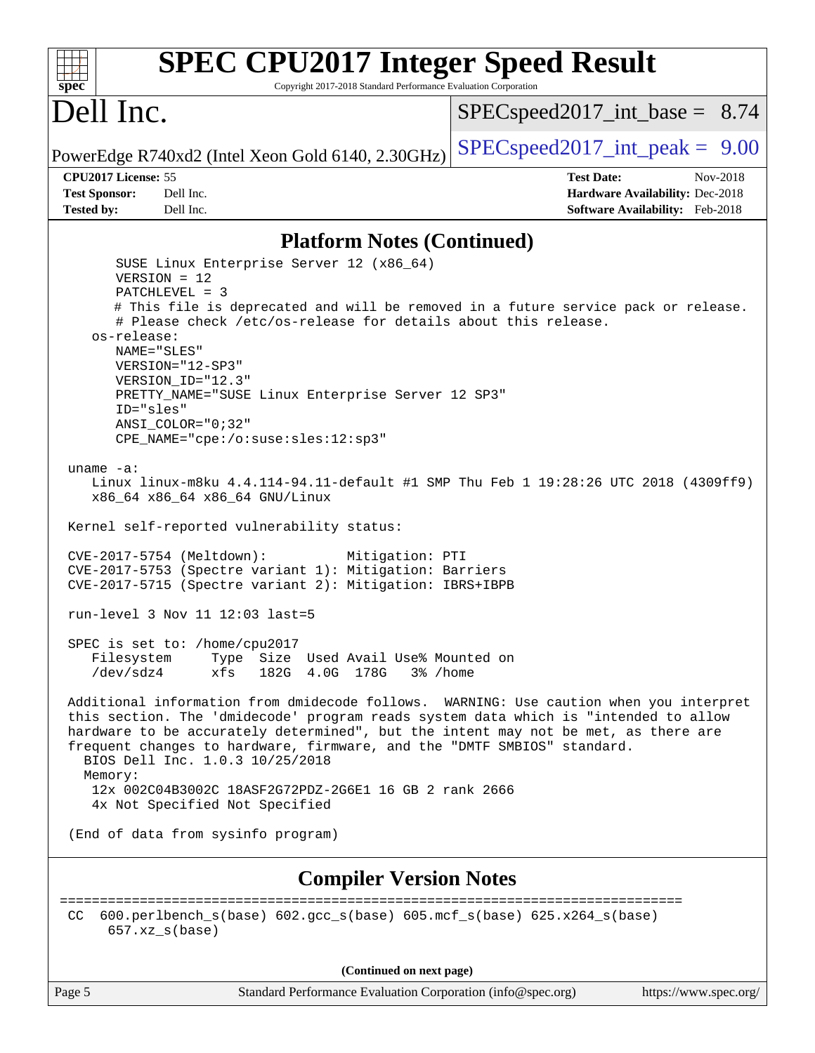# SPEC CPU2017 Integer Speed Result

Copyright 2017-2018 Standard Performance Evaluation Corporation

# Dell Inc.

PowerEdge R740xd2 (Intel Xeon Gold 6140, 2.30GHz)

SPECspeed2017_int_base = 8.74

SPECspeed2017_int_peak = 9.00

**CPU2017 License:** 55
**Test Sponsor:** Dell Inc.
**Tested by:** Dell Inc.

**Test Date:** Nov-2018
**Hardware Availability:** Dec-2018
**Software Availability:** Feb-2018

## Platform Notes (Continued)

```
      SUSE Linux Enterprise Server 12 (x86_64)
      VERSION = 12
      PATCHLEVEL = 3
      # This file is deprecated and will be removed in a future service pack or release.
      # Please check /etc/os-release for details about this release.
   os-release:
      NAME="SLES"
      VERSION="12-SP3"
      VERSION_ID="12.3"
      PRETTY_NAME="SUSE Linux Enterprise Server 12 SP3"
      ID="sles"
      ANSI_COLOR="0;32"
      CPE_NAME="cpe:/o:suse:sles:12:sp3"

uname -a:
   Linux linux-m8ku 4.4.114-94.11-default #1 SMP Thu Feb 1 19:28:26 UTC 2018 (4309ff9)
   x86_64 x86_64 x86_64 GNU/Linux

Kernel self-reported vulnerability status:

CVE-2017-5754 (Meltdown):          Mitigation: PTI
CVE-2017-5753 (Spectre variant 1): Mitigation: Barriers
CVE-2017-5715 (Spectre variant 2): Mitigation: IBRS+IBPB

run-level 3 Nov 11 12:03 last=5

SPEC is set to: /home/cpu2017
   Filesystem     Type  Size  Used Avail Use% Mounted on
   /dev/sdz4      xfs   182G  4.0G  178G   3% /home

Additional information from dmidecode follows.  WARNING: Use caution when you interpret
this section. The 'dmidecode' program reads system data which is "intended to allow
hardware to be accurately determined", but the intent may not be met, as there are
frequent changes to hardware, firmware, and the "DMTF SMBIOS" standard.
  BIOS Dell Inc. 1.0.3 10/25/2018
  Memory:
   12x 002C04B3002C 18ASF2G72PDZ-2G6E1 16 GB 2 rank 2666
   4x Not Specified Not Specified

(End of data from sysinfo program)
```

## Compiler Version Notes

```
==============================================================================
CC  600.perlbench_s(base) 602.gcc_s(base) 605.mcf_s(base) 625.x264_s(base)
     657.xz_s(base)
```

**(Continued on next page)**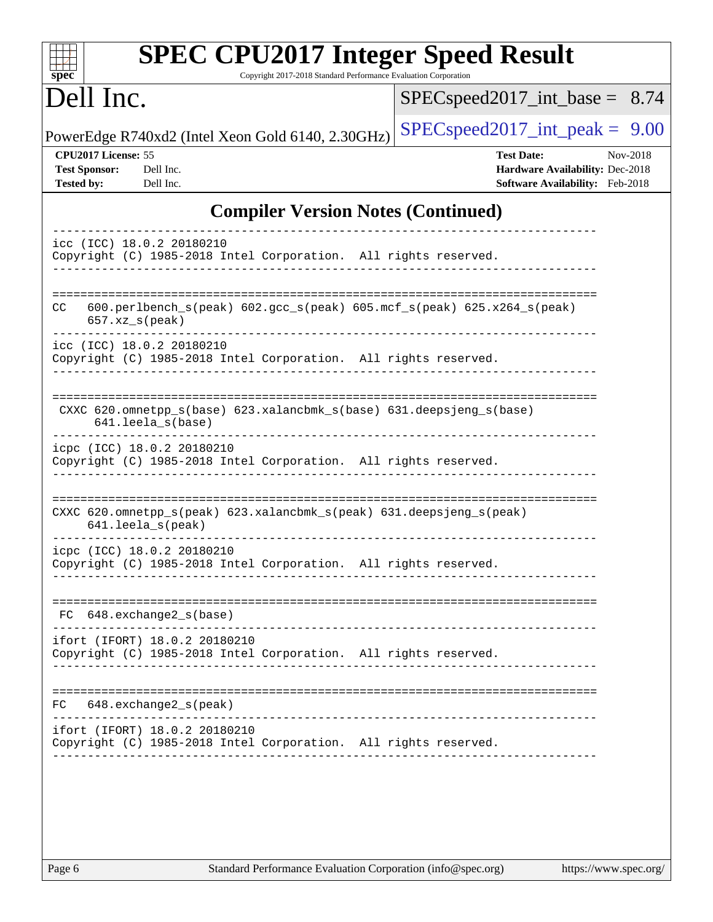## Compiler Version Notes (Continued)

```
------------------------------------------------------------------------------
icc (ICC) 18.0.2 20180210
Copyright (C) 1985-2018 Intel Corporation.  All rights reserved.
------------------------------------------------------------------------------

==============================================================================
CC   600.perlbench_s(peak) 602.gcc_s(peak) 605.mcf_s(peak) 625.x264_s(peak)
     657.xz_s(peak)
------------------------------------------------------------------------------
icc (ICC) 18.0.2 20180210
Copyright (C) 1985-2018 Intel Corporation.  All rights reserved.
------------------------------------------------------------------------------

==============================================================================
 CXXC 620.omnetpp_s(base) 623.xalancbmk_s(base) 631.deepsjeng_s(base)
      641.leela_s(base)
------------------------------------------------------------------------------
icpc (ICC) 18.0.2 20180210
Copyright (C) 1985-2018 Intel Corporation.  All rights reserved.
------------------------------------------------------------------------------

==============================================================================
CXXC 620.omnetpp_s(peak) 623.xalancbmk_s(peak) 631.deepsjeng_s(peak)
     641.leela_s(peak)
------------------------------------------------------------------------------
icpc (ICC) 18.0.2 20180210
Copyright (C) 1985-2018 Intel Corporation.  All rights reserved.
------------------------------------------------------------------------------

==============================================================================
 FC  648.exchange2_s(base)
------------------------------------------------------------------------------
ifort (IFORT) 18.0.2 20180210
Copyright (C) 1985-2018 Intel Corporation.  All rights reserved.
------------------------------------------------------------------------------

==============================================================================
FC   648.exchange2_s(peak)
------------------------------------------------------------------------------
ifort (IFORT) 18.0.2 20180210
Copyright (C) 1985-2018 Intel Corporation.  All rights reserved.
------------------------------------------------------------------------------
```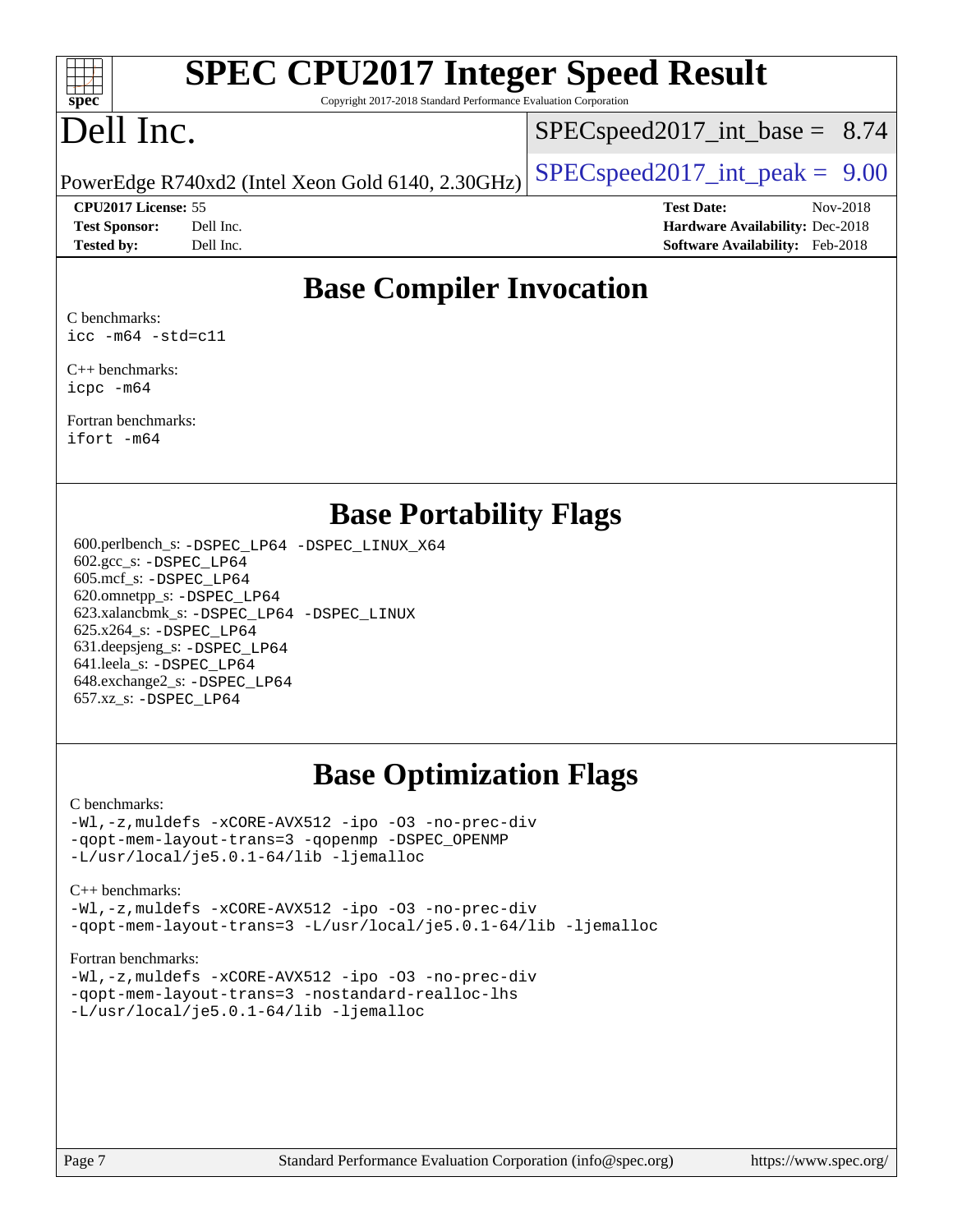# Base Compiler Invocation

C benchmarks:
`icc -m64 -std=c11`

C++ benchmarks:
`icpc -m64`

Fortran benchmarks:
`ifort -m64`

# Base Portability Flags

600.perlbench_s: `-DSPEC_LP64 -DSPEC_LINUX_X64`
602.gcc_s: `-DSPEC_LP64`
605.mcf_s: `-DSPEC_LP64`
620.omnetpp_s: `-DSPEC_LP64`
623.xalancbmk_s: `-DSPEC_LP64 -DSPEC_LINUX`
625.x264_s: `-DSPEC_LP64`
631.deepsjeng_s: `-DSPEC_LP64`
641.leela_s: `-DSPEC_LP64`
648.exchange2_s: `-DSPEC_LP64`
657.xz_s: `-DSPEC_LP64`

# Base Optimization Flags

C benchmarks:
```
-Wl,-z,muldefs -xCORE-AVX512 -ipo -O3 -no-prec-div
-qopt-mem-layout-trans=3 -qopenmp -DSPEC_OPENMP
-L/usr/local/je5.0.1-64/lib -ljemalloc
```

C++ benchmarks:
```
-Wl,-z,muldefs -xCORE-AVX512 -ipo -O3 -no-prec-div
-qopt-mem-layout-trans=3 -L/usr/local/je5.0.1-64/lib -ljemalloc
```

Fortran benchmarks:
```
-Wl,-z,muldefs -xCORE-AVX512 -ipo -O3 -no-prec-div
-qopt-mem-layout-trans=3 -nostandard-realloc-lhs
-L/usr/local/je5.0.1-64/lib -ljemalloc
```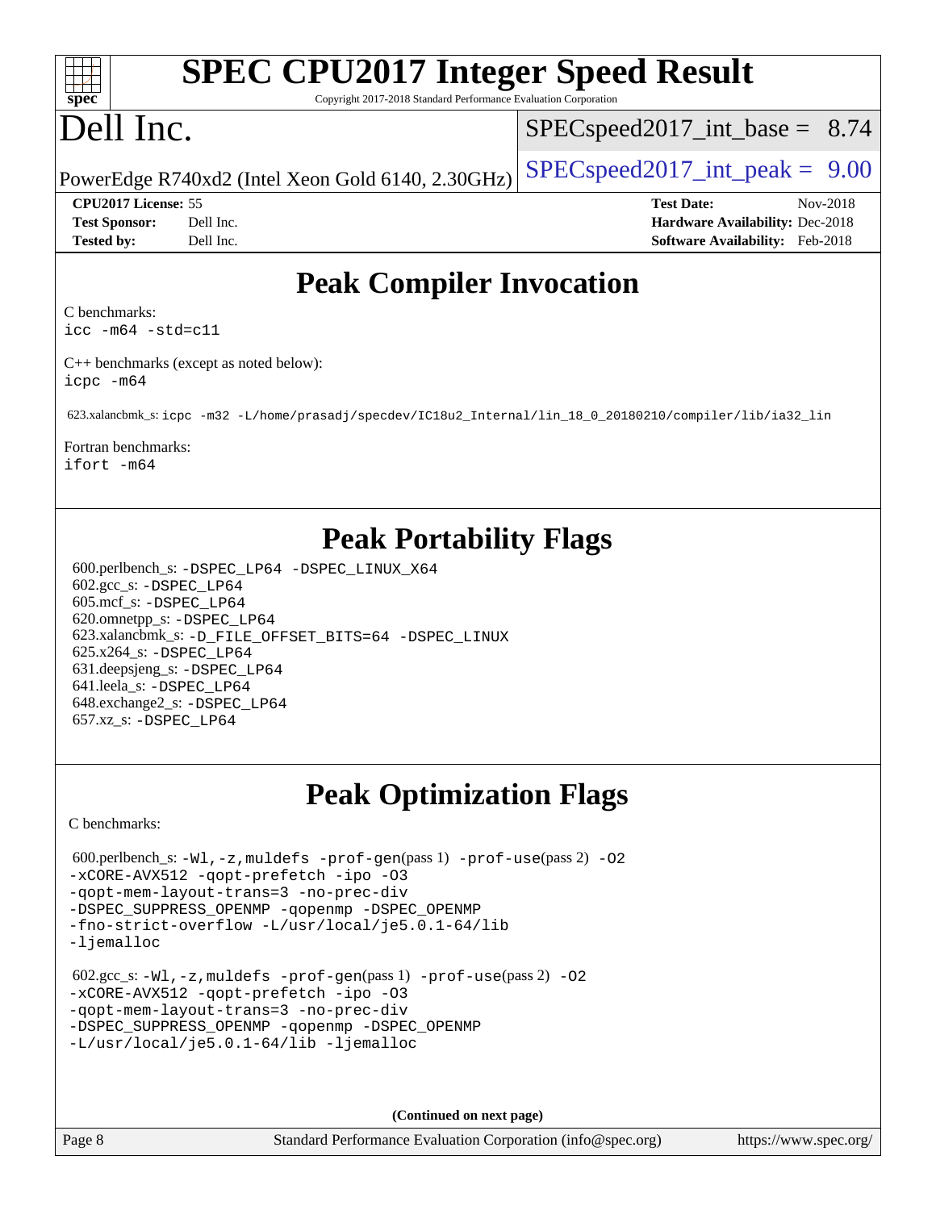# SPEC CPU2017 Integer Speed Result

Copyright 2017-2018 Standard Performance Evaluation Corporation

# Dell Inc.

PowerEdge R740xd2 (Intel Xeon Gold 6140, 2.30GHz)

SPECspeed2017_int_base = 8.74

SPECspeed2017_int_peak = 9.00

**CPU2017 License:** 55
**Test Sponsor:** Dell Inc.
**Tested by:** Dell Inc.

**Test Date:** Nov-2018
**Hardware Availability:** Dec-2018
**Software Availability:** Feb-2018

## Peak Compiler Invocation

C benchmarks:
`icc -m64 -std=c11`

C++ benchmarks (except as noted below):
`icpc -m64`

623.xalancbmk_s: `icpc -m32 -L/home/prasadj/specdev/IC18u2_Internal/lin_18_0_20180210/compiler/lib/ia32_lin`

Fortran benchmarks:
`ifort -m64`

## Peak Portability Flags

600.perlbench_s: `-DSPEC_LP64 -DSPEC_LINUX_X64`
602.gcc_s: `-DSPEC_LP64`
605.mcf_s: `-DSPEC_LP64`
620.omnetpp_s: `-DSPEC_LP64`
623.xalancbmk_s: `-D_FILE_OFFSET_BITS=64 -DSPEC_LINUX`
625.x264_s: `-DSPEC_LP64`
631.deepsjeng_s: `-DSPEC_LP64`
641.leela_s: `-DSPEC_LP64`
648.exchange2_s: `-DSPEC_LP64`
657.xz_s: `-DSPEC_LP64`

## Peak Optimization Flags

C benchmarks:

600.perlbench_s: `-Wl,-z,muldefs -prof-gen`(pass 1) `-prof-use`(pass 2) `-O2 -xCORE-AVX512 -qopt-prefetch -ipo -O3 -qopt-mem-layout-trans=3 -no-prec-div -DSPEC_SUPPRESS_OPENMP -qopenmp -DSPEC_OPENMP -fno-strict-overflow -L/usr/local/je5.0.1-64/lib -ljemalloc`

602.gcc_s: `-Wl,-z,muldefs -prof-gen`(pass 1) `-prof-use`(pass 2) `-O2 -xCORE-AVX512 -qopt-prefetch -ipo -O3 -qopt-mem-layout-trans=3 -no-prec-div -DSPEC_SUPPRESS_OPENMP -qopenmp -DSPEC_OPENMP -L/usr/local/je5.0.1-64/lib -ljemalloc`

**(Continued on next page)**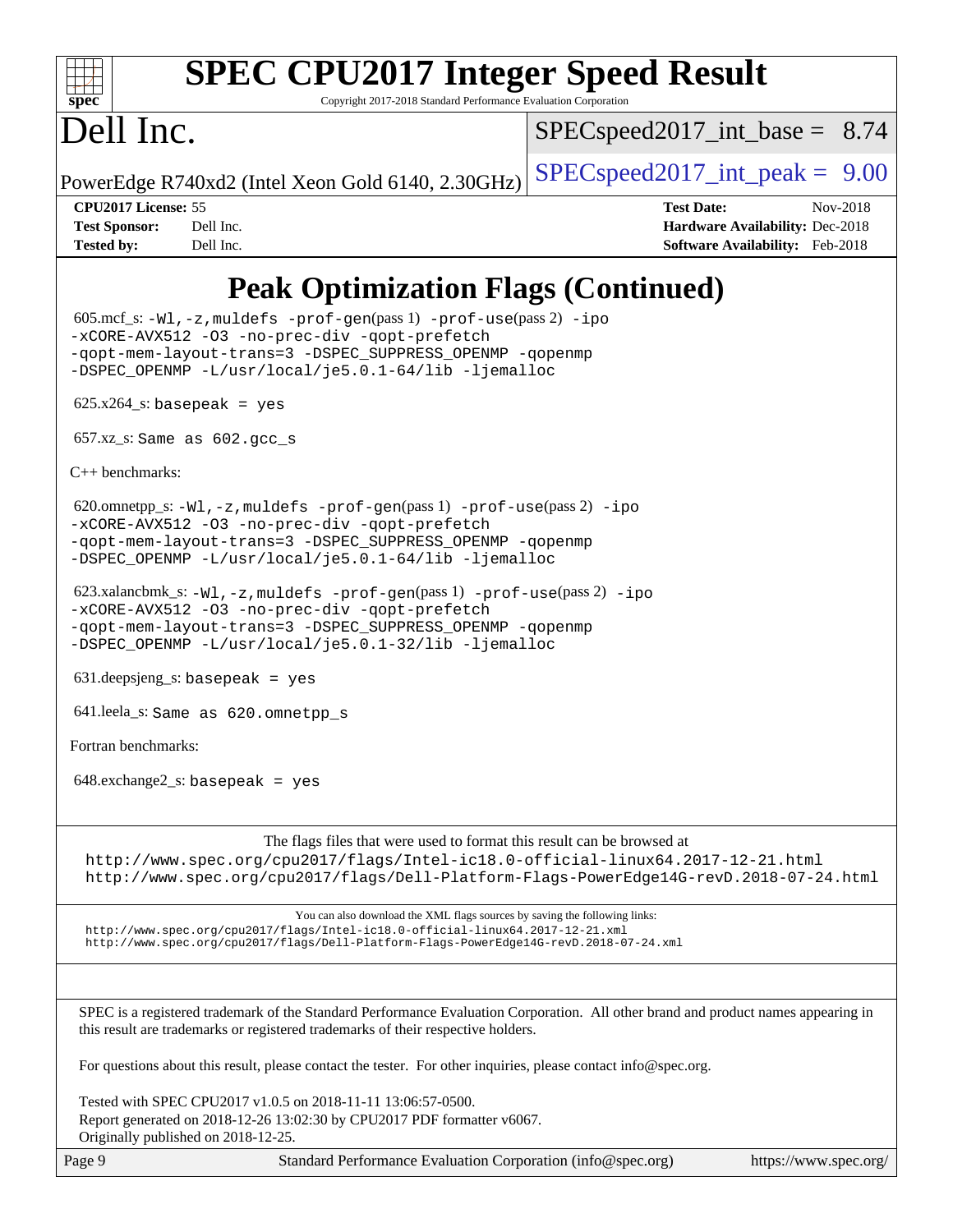# Peak Optimization Flags (Continued)

605.mcf_s: `-Wl,-z,muldefs -prof-gen(pass 1) -prof-use(pass 2) -ipo -xCORE-AVX512 -O3 -no-prec-div -qopt-prefetch -qopt-mem-layout-trans=3 -DSPEC_SUPPRESS_OPENMP -qopenmp -DSPEC_OPENMP -L/usr/local/je5.0.1-64/lib -ljemalloc`

625.x264_s: `basepeak = yes`

657.xz_s: `Same as 602.gcc_s`

C++ benchmarks:

620.omnetpp_s: `-Wl,-z,muldefs -prof-gen(pass 1) -prof-use(pass 2) -ipo -xCORE-AVX512 -O3 -no-prec-div -qopt-prefetch -qopt-mem-layout-trans=3 -DSPEC_SUPPRESS_OPENMP -qopenmp -DSPEC_OPENMP -L/usr/local/je5.0.1-64/lib -ljemalloc`

623.xalancbmk_s: `-Wl,-z,muldefs -prof-gen(pass 1) -prof-use(pass 2) -ipo -xCORE-AVX512 -O3 -no-prec-div -qopt-prefetch -qopt-mem-layout-trans=3 -DSPEC_SUPPRESS_OPENMP -qopenmp -DSPEC_OPENMP -L/usr/local/je5.0.1-32/lib -ljemalloc`

631.deepsjeng_s: `basepeak = yes`

641.leela_s: `Same as 620.omnetpp_s`

Fortran benchmarks:

648.exchange2_s: `basepeak = yes`

The flags files that were used to format this result can be browsed at
http://www.spec.org/cpu2017/flags/Intel-ic18.0-official-linux64.2017-12-21.html
http://www.spec.org/cpu2017/flags/Dell-Platform-Flags-PowerEdge14G-revD.2018-07-24.html

You can also download the XML flags sources by saving the following links:
http://www.spec.org/cpu2017/flags/Intel-ic18.0-official-linux64.2017-12-21.xml
http://www.spec.org/cpu2017/flags/Dell-Platform-Flags-PowerEdge14G-revD.2018-07-24.xml

SPEC is a registered trademark of the Standard Performance Evaluation Corporation. All other brand and product names appearing in this result are trademarks or registered trademarks of their respective holders.

For questions about this result, please contact the tester. For other inquiries, please contact info@spec.org.

Tested with SPEC CPU2017 v1.0.5 on 2018-11-11 13:06:57-0500.
Report generated on 2018-12-26 13:02:30 by CPU2017 PDF formatter v6067.
Originally published on 2018-12-25.